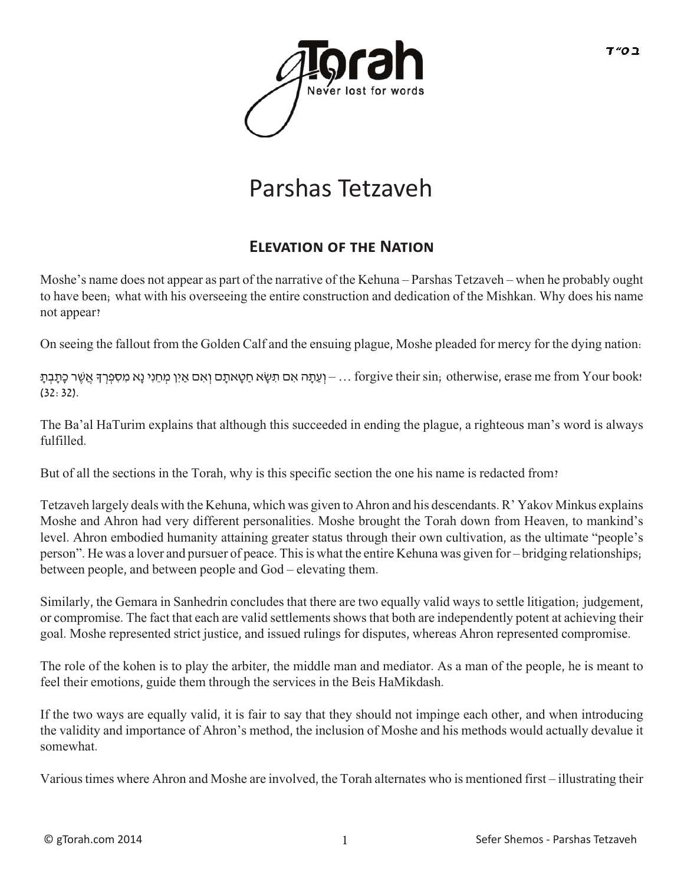# Parshas Tetzaveh

## Elevation of the Nation

Moshe's name does not appear as part of the narrative of the Kehuna – Parshas Tetzaveh – when he probably ought to have been; what with his overseeing the entire construction and dedication of the Mishkan. Why does his name not appear?

On seeing the fallout from the Golden Calf and the ensuing plague, Moshe pleaded for mercy for the dying nation:

וְעַתָּה אִם תִּשָּׂא חַטָּאתָם וְאִם אַיִן מְחֵנִי נָא מִסִּפְרְךָ אֲשֶׁר כָּתָבְתָּ – … forgive their sin; otherwise, erase me from Your book! (32:32).

The Ba'al HaTurim explains that although this succeeded in ending the plague, a righteous man's word is always fulfilled.

But of all the sections in the Torah, why is this specific section the one his name is redacted from?

Tetzaveh largely deals with the Kehuna, which was given to Ahron and his descendants. R' Yakov Minkus explains Moshe and Ahron had very different personalities. Moshe brought the Torah down from Heaven, to mankind's level. Ahron embodied humanity attaining greater status through their own cultivation, as the ultimate "people's person". He was a lover and pursuer of peace. This is what the entire Kehuna was given for – bridging relationships; between people, and between people and God – elevating them.

Similarly, the Gemara in Sanhedrin concludes that there are two equally valid ways to settle litigation; judgement, or compromise. The fact that each are valid settlements shows that both are independently potent at achieving their goal. Moshe represented strict justice, and issued rulings for disputes, whereas Ahron represented compromise.

The role of the kohen is to play the arbiter, the middle man and mediator. As a man of the people, he is meant to feel their emotions, guide them through the services in the Beis HaMikdash.

If the two ways are equally valid, it is fair to say that they should not impinge each other, and when introducing the validity and importance of Ahron's method, the inclusion of Moshe and his methods would actually devalue it somewhat.

Various times where Ahron and Moshe are involved, the Torah alternates who is mentioned first – illustrating their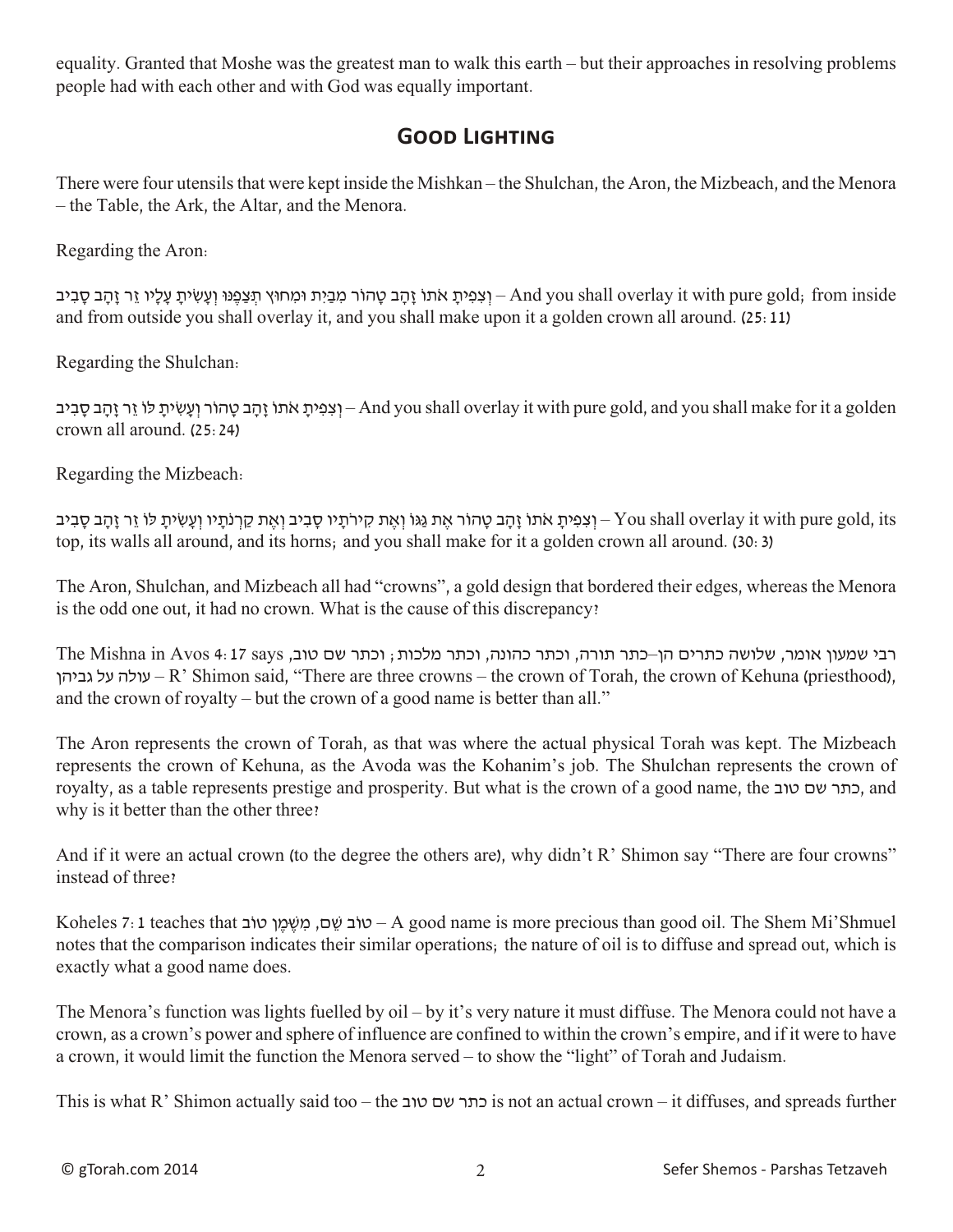equality. Granted that Moshe was the greatest man to walk this earth – but their approaches in resolving problems people had with each other and with God was equally important.

## Good Lighting

There were four utensils that were kept inside the Mishkan – the Shulchan, the Aron, the Mizbeach, and the Menora – the Table, the Ark, the Altar, and the Menora.

Regarding the Aron:

וְצִפִּיתָ אֹתוֹ זָהָב טָהוֹר מִבַּיִת וּמִחוּץ תְּצַפֶּנּוּ וְעָשִׂיתָ עָלָיו זֵר זָהָב סָבִיב – And you shall overlay it with pure gold; from inside and from outside you shall overlay it, and you shall make upon it a golden crown all around. (25:11)

Regarding the Shulchan:

וְצִפִּיתָ אֹתוֹ זָהָב טָהוֹר וְעָשִׂיתָ לּוֹ זֵר זָהָב סָבִיב – And you shall overlay it with pure gold, and you shall make for it a golden crown all around. (25:24)

Regarding the Mizbeach:

וְצִפִּיתָ אֹתוֹ זָהָב טָהוֹר אֶת גַּגּוֹ וְאֶת קִירֹתָיו סָבִיב וְאֶת קַרְנֹתָיו וְעָשִׂיתָ לּוֹ זֵר זָהָב סָבִיב – You shall overlay it with pure gold, its top, its walls all around, and its horns; and you shall make for it a golden crown all around. (30:3)

The Aron, Shulchan, and Mizbeach all had "crowns", a gold design that bordered their edges, whereas the Menora is the odd one out, it had no crown. What is the cause of this discrepancy?

The Mishna in Avos 4:17 says רבי שמעון אומר, שלושה כתרים הן–כתר תורה, וכתר כהונה, וכתר מלכות; וכתר שם טוב, עולה על גביהן – R' Shimon said, "There are three crowns – the crown of Torah, the crown of Kehuna (priesthood), and the crown of royalty – but the crown of a good name is better than all."

The Aron represents the crown of Torah, as that was where the actual physical Torah was kept. The Mizbeach represents the crown of Kehuna, as the Avoda was the Kohanim's job. The Shulchan represents the crown of royalty, as a table represents prestige and prosperity. But what is the crown of a good name, the כתר שם טוב, and why is it better than the other three?

And if it were an actual crown (to the degree the others are), why didn't R' Shimon say "There are four crowns" instead of three?

Koheles 7:1 teaches that טוֹב שֵׁם, מִשֶּׁמֶן טוֹב – A good name is more precious than good oil. The Shem Mi'Shmuel notes that the comparison indicates their similar operations; the nature of oil is to diffuse and spread out, which is exactly what a good name does.

The Menora's function was lights fuelled by oil – by it's very nature it must diffuse. The Menora could not have a crown, as a crown's power and sphere of influence are confined to within the crown's empire, and if it were to have a crown, it would limit the function the Menora served – to show the "light" of Torah and Judaism.

This is what R' Shimon actually said too – the כתר שם טוב is not an actual crown – it diffuses, and spreads further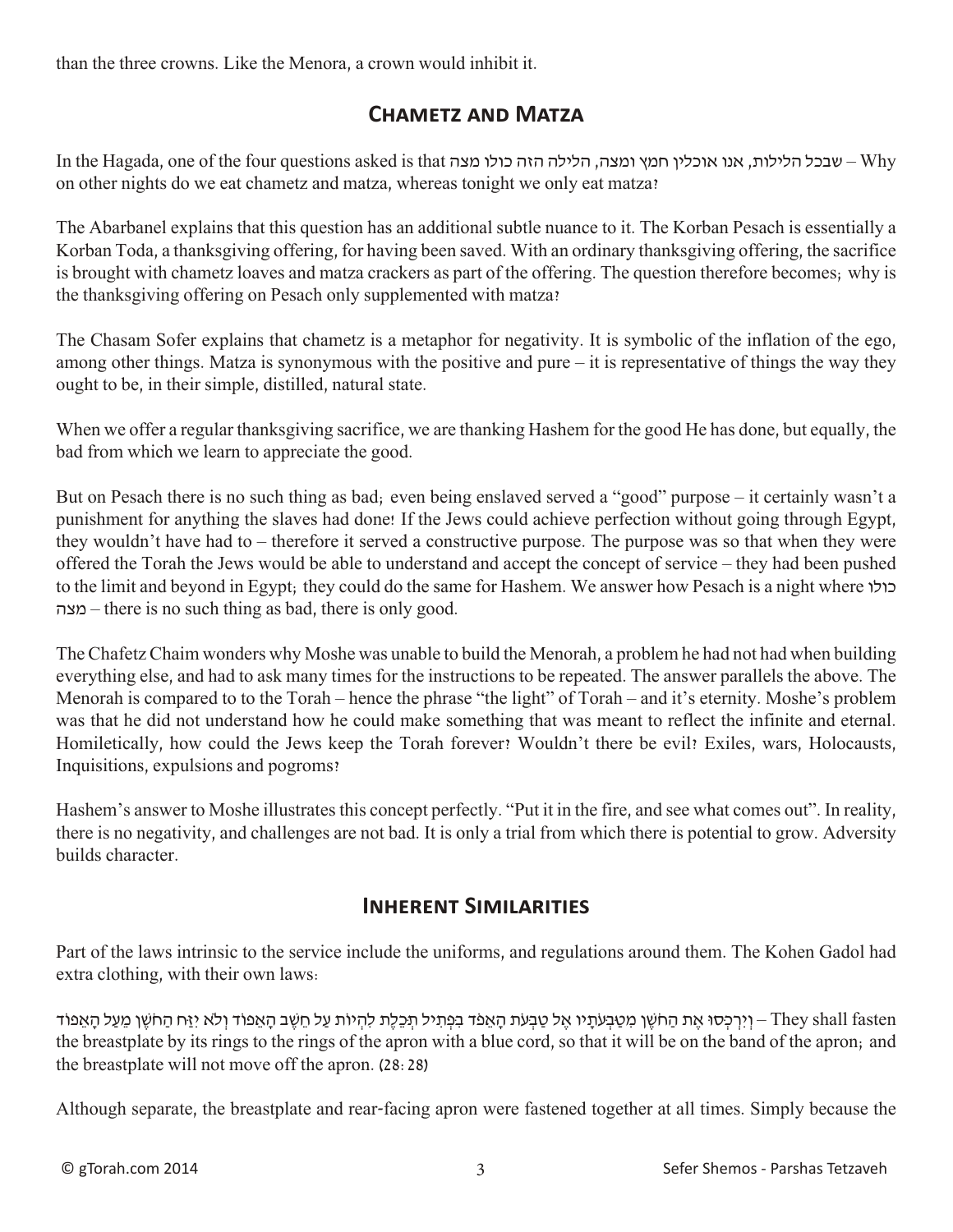than the three crowns. Like the Menora, a crown would inhibit it.

## Chametz and Matza

In the Hagada, one of the four questions asked is that שבכל הלילות, אנו אוכלין חמץ ומצה, הלילה הזה כולו מצה – Why on other nights do we eat chametz and matza, whereas tonight we only eat matza?

The Abarbanel explains that this question has an additional subtle nuance to it. The Korban Pesach is essentially a Korban Toda, a thanksgiving offering, for having been saved. With an ordinary thanksgiving offering, the sacrifice is brought with chametz loaves and matza crackers as part of the offering. The question therefore becomes; why is the thanksgiving offering on Pesach only supplemented with matza?

The Chasam Sofer explains that chametz is a metaphor for negativity. It is symbolic of the inflation of the ego, among other things. Matza is synonymous with the positive and pure – it is representative of things the way they ought to be, in their simple, distilled, natural state.

When we offer a regular thanksgiving sacrifice, we are thanking Hashem for the good He has done, but equally, the bad from which we learn to appreciate the good.

But on Pesach there is no such thing as bad; even being enslaved served a "good" purpose – it certainly wasn't a punishment for anything the slaves had done! If the Jews could achieve perfection without going through Egypt, they wouldn't have had to – therefore it served a constructive purpose. The purpose was so that when they were offered the Torah the Jews would be able to understand and accept the concept of service – they had been pushed to the limit and beyond in Egypt; they could do the same for Hashem. We answer how Pesach is a night where כולו מצה – there is no such thing as bad, there is only good.

The Chafetz Chaim wonders why Moshe was unable to build the Menorah, a problem he had not had when building everything else, and had to ask many times for the instructions to be repeated. The answer parallels the above. The Menorah is compared to to the Torah – hence the phrase "the light" of Torah – and it's eternity. Moshe's problem was that he did not understand how he could make something that was meant to reflect the infinite and eternal. Homiletically, how could the Jews keep the Torah forever? Wouldn't there be evil? Exiles, wars, Holocausts, Inquisitions, expulsions and pogroms?

Hashem's answer to Moshe illustrates this concept perfectly. "Put it in the fire, and see what comes out". In reality, there is no negativity, and challenges are not bad. It is only a trial from which there is potential to grow. Adversity builds character.

## Inherent Similarities

Part of the laws intrinsic to the service include the uniforms, and regulations around them. The Kohen Gadol had extra clothing, with their own laws:

וְיִרְכְּסוּ אֶת הַחֹשֶׁן מִטַּבְּעֹתָיו אֶל טַבְּעֹת הָאֵפֹד בִּפְתִיל תְּכֵלֶת לִהְיוֹת עַל חֵשֶׁב הָאֵפוֹד וְלֹא יִזַּח הַחֹשֶׁן מֵעַל הָאֵפוֹד – They shall fasten the breastplate by its rings to the rings of the apron with a blue cord, so that it will be on the band of the apron; and the breastplate will not move off the apron. (28:28)

Although separate, the breastplate and rear-facing apron were fastened together at all times. Simply because the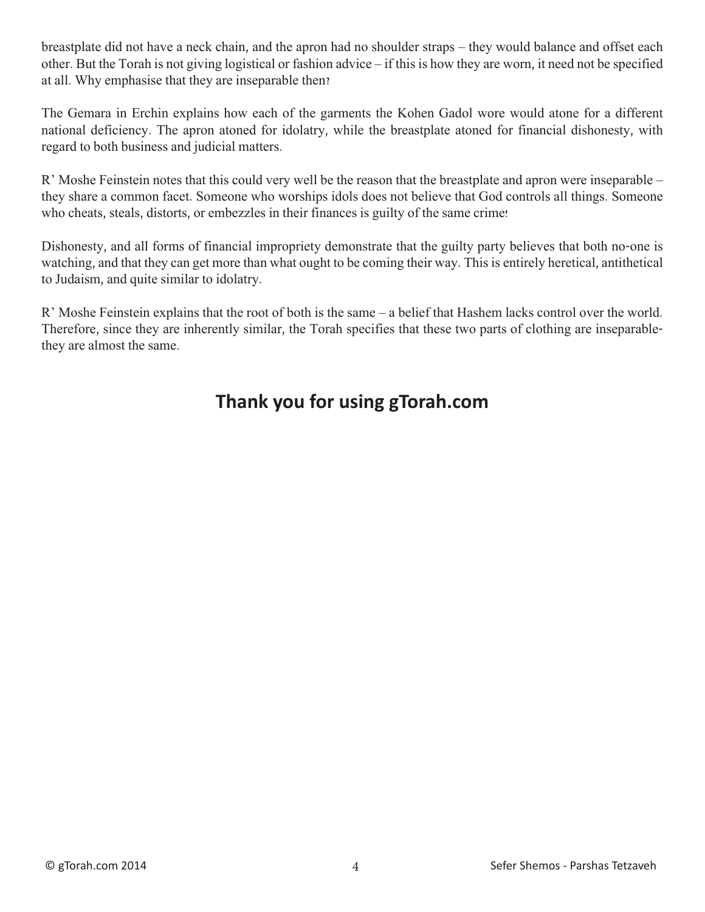breastplate did not have a neck chain, and the apron had no shoulder straps – they would balance and offset each other. But the Torah is not giving logistical or fashion advice – if this is how they are worn, it need not be specified at all. Why emphasise that they are inseparable then?

The Gemara in Erchin explains how each of the garments the Kohen Gadol wore would atone for a different national deficiency. The apron atoned for idolatry, while the breastplate atoned for financial dishonesty, with regard to both business and judicial matters.

R' Moshe Feinstein notes that this could very well be the reason that the breastplate and apron were inseparable – they share a common facet. Someone who worships idols does not believe that God controls all things. Someone who cheats, steals, distorts, or embezzles in their finances is guilty of the same crime!

Dishonesty, and all forms of financial impropriety demonstrate that the guilty party believes that both no-one is watching, and that they can get more than what ought to be coming their way. This is entirely heretical, antithetical to Judaism, and quite similar to idolatry.

R' Moshe Feinstein explains that the root of both is the same – a belief that Hashem lacks control over the world. Therefore, since they are inherently similar, the Torah specifies that these two parts of clothing are inseparable- they are almost the same.

## Thank you for using gTorah.com